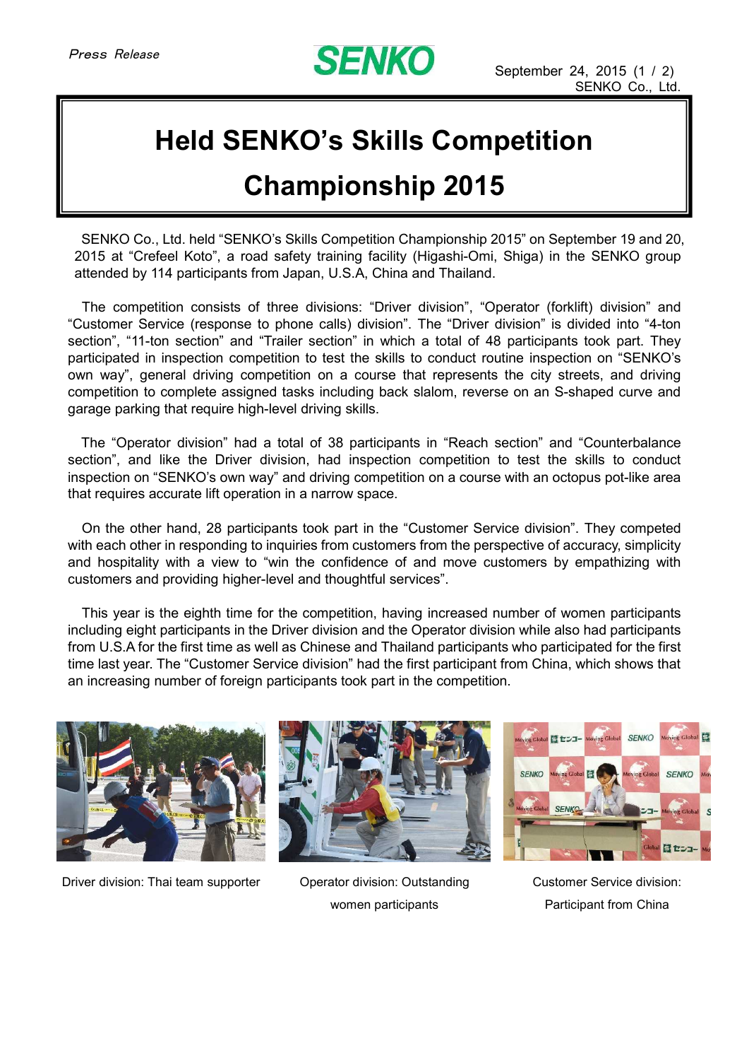Press Release

**SENKO**

September 24, 2015
SENKO Co., Ltd.

# Held SENKO's Skills Competition Championship 2015

SENKO Co., Ltd. held "SENKO's Skills Competition Championship 2015" on September 19 and 20, 2015 at "Crefeel Koto", a road safety training facility (Higashi-Omi, Shiga) in the SENKO group attended by 114 participants from Japan, U.S.A, China and Thailand.

The competition consists of three divisions: "Driver division", "Operator (forklift) division" and "Customer Service (response to phone calls) division". The "Driver division" is divided into "4-ton section", "11-ton section" and "Trailer section" in which a total of 48 participants took part. They participated in inspection competition to test the skills to conduct routine inspection on "SENKO's own way", general driving competition on a course that represents the city streets, and driving competition to complete assigned tasks including back slalom, reverse on an S-shaped curve and garage parking that require high-level driving skills.

The "Operator division" had a total of 38 participants in "Reach section" and "Counterbalance section", and like the Driver division, had inspection competition to test the skills to conduct inspection on "SENKO's own way" and driving competition on a course with an octopus pot-like area that requires accurate lift operation in a narrow space.

On the other hand, 28 participants took part in the "Customer Service division". They competed with each other in responding to inquiries from customers from the perspective of accuracy, simplicity and hospitality with a view to "win the confidence of and move customers by empathizing with customers and providing higher-level and thoughtful services".

This year is the eighth time for the competition, having increased number of women participants including eight participants in the Driver division and the Operator division while also had participants from U.S.A for the first time as well as Chinese and Thailand participants who participated for the first time last year. The "Customer Service division" had the first participant from China, which shows that an increasing number of foreign participants took part in the competition.

Driver division: Thai team supporter

Operator division: Outstanding women participants

Customer Service division: Participant from China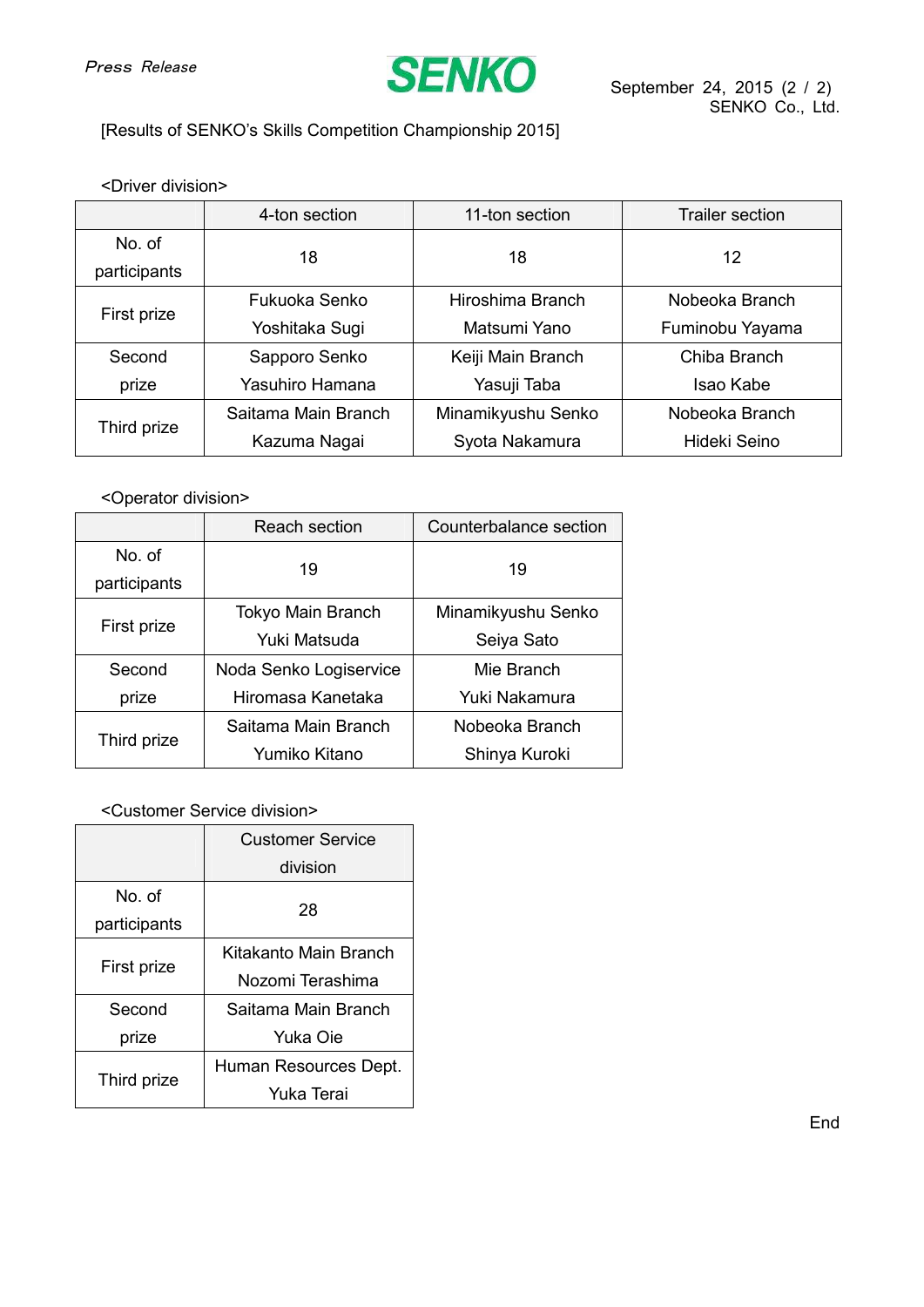[Results of SENKO's Skills Competition Championship 2015]

<Driver division>

| | 4-ton section | 11-ton section | Trailer section |
|---|---|---|---|
| No. of participants | 18 | 18 | 12 |
| First prize | Fukuoka Senko Yoshitaka Sugi | Hiroshima Branch Matsumi Yano | Nobeoka Branch Fuminobu Yayama |
| Second prize | Sapporo Senko Yasuhiro Hamana | Keiji Main Branch Yasuji Taba | Chiba Branch Isao Kabe |
| Third prize | Saitama Main Branch Kazuma Nagai | Minamikyushu Senko Syota Nakamura | Nobeoka Branch Hideki Seino |

<Operator division>

| | Reach section | Counterbalance section |
|---|---|---|
| No. of participants | 19 | 19 |
| First prize | Tokyo Main Branch Yuki Matsuda | Minamikyushu Senko Seiya Sato |
| Second prize | Noda Senko Logiservice Hiromasa Kanetaka | Mie Branch Yuki Nakamura |
| Third prize | Saitama Main Branch Yumiko Kitano | Nobeoka Branch Shinya Kuroki |

<Customer Service division>

| | Customer Service division |
|---|---|
| No. of participants | 28 |
| First prize | Kitakanto Main Branch Nozomi Terashima |
| Second prize | Saitama Main Branch Yuka Oie |
| Third prize | Human Resources Dept. Yuka Terai |

End